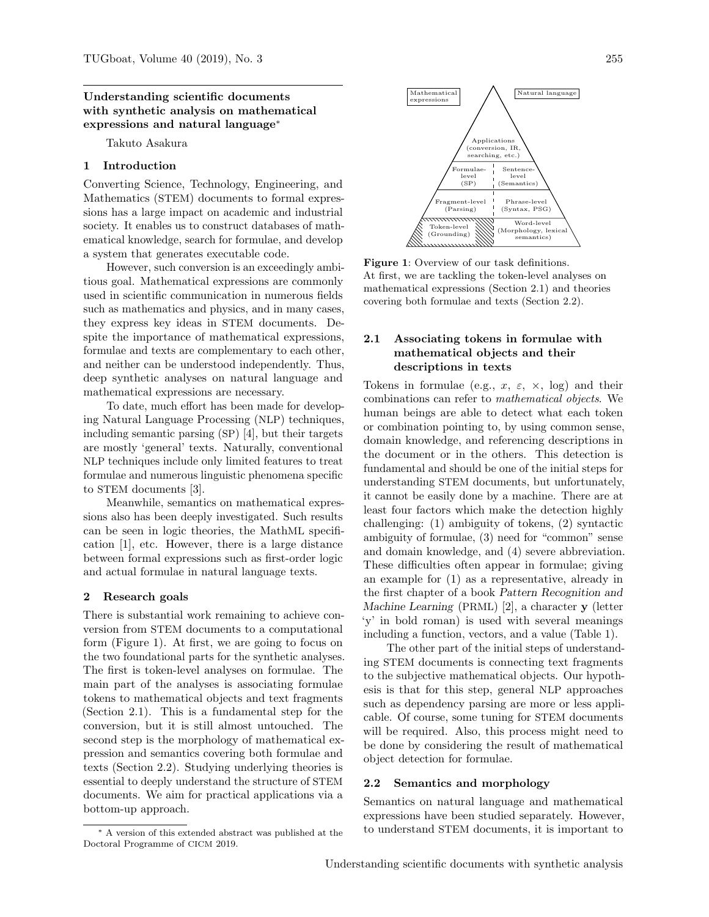## Understanding scientific documents with synthetic analysis on mathematical expressions and natural language*

Takuto Asakura

### 1 Introduction

Converting Science, Technology, Engineering, and Mathematics (STEM) documents to formal expressions has a large impact on academic and industrial society. It enables us to construct databases of mathematical knowledge, search for formulae, and develop a system that generates executable code.

However, such conversion is an exceedingly ambitious goal. Mathematical expressions are commonly used in scientific communication in numerous fields such as mathematics and physics, and in many cases, they express key ideas in STEM documents. Despite the importance of mathematical expressions, formulae and texts are complementary to each other, and neither can be understood independently. Thus, deep synthetic analyses on natural language and mathematical expressions are necessary.

To date, much effort has been made for developing Natural Language Processing (NLP) techniques, including semantic parsing (SP) [4], but their targets are mostly 'general' texts. Naturally, conventional NLP techniques include only limited features to treat formulae and numerous linguistic phenomena specific to STEM documents [3].

Meanwhile, semantics on mathematical expressions also has been deeply investigated. Such results can be seen in logic theories, the MathML specification [1], etc. However, there is a large distance between formal expressions such as first-order logic and actual formulae in natural language texts.

### 2 Research goals

There is substantial work remaining to achieve conversion from STEM documents to a computational form (Figure 1). At first, we are going to focus on the two foundational parts for the synthetic analyses. The first is token-level analyses on formulae. The main part of the analyses is associating formulae tokens to mathematical objects and text fragments (Section 2.1). This is a fundamental step for the conversion, but it is still almost untouched. The second step is the morphology of mathematical expression and semantics covering both formulae and texts (Section 2.2). Studying underlying theories is essential to deeply understand the structure of STEM documents. We aim for practical applications via a bottom-up approach.

* A version of this extended abstract was published at the Doctoral Programme of CICM 2019.

Mathematical expressions | Natural language

Applications (conversion, IR, searching, etc.)

Formulae-level (SP) | Sentence-level (Semantics)

Fragment-level (Parsing) | Phrase-level (Syntax, PSG)

Token-level (Grounding) | Word-level (Morphology, lexical semantics)

**Figure 1**: Overview of our task definitions. At first, we are tackling the token-level analyses on mathematical expressions (Section 2.1) and theories covering both formulae and texts (Section 2.2).

#### 2.1 Associating tokens in formulae with mathematical objects and their descriptions in texts

Tokens in formulae (e.g., $x$, $\varepsilon$, $\times$, $\log$) and their combinations can refer to *mathematical objects*. We human beings are able to detect what each token or combination pointing to, by using common sense, domain knowledge, and referencing descriptions in the document or in the others. This detection is fundamental and should be one of the initial steps for understanding STEM documents, but unfortunately, it cannot be easily done by a machine. There are at least four factors which make the detection highly challenging: (1) ambiguity of tokens, (2) syntactic ambiguity of formulae, (3) need for "common" sense and domain knowledge, and (4) severe abbreviation. These difficulties often appear in formulae; giving an example for (1) as a representative, already in the first chapter of a book *Pattern Recognition and Machine Learning* (PRML) [2], a character $\mathbf{y}$ (letter 'y' in bold roman) is used with several meanings including a function, vectors, and a value (Table 1).

The other part of the initial steps of understanding STEM documents is connecting text fragments to the subjective mathematical objects. Our hypothesis is that for this step, general NLP approaches such as dependency parsing are more or less applicable. Of course, some tuning for STEM documents will be required. Also, this process might need to be done by considering the result of mathematical object detection for formulae.

#### 2.2 Semantics and morphology

Semantics on natural language and mathematical expressions have been studied separately. However, to understand STEM documents, it is important to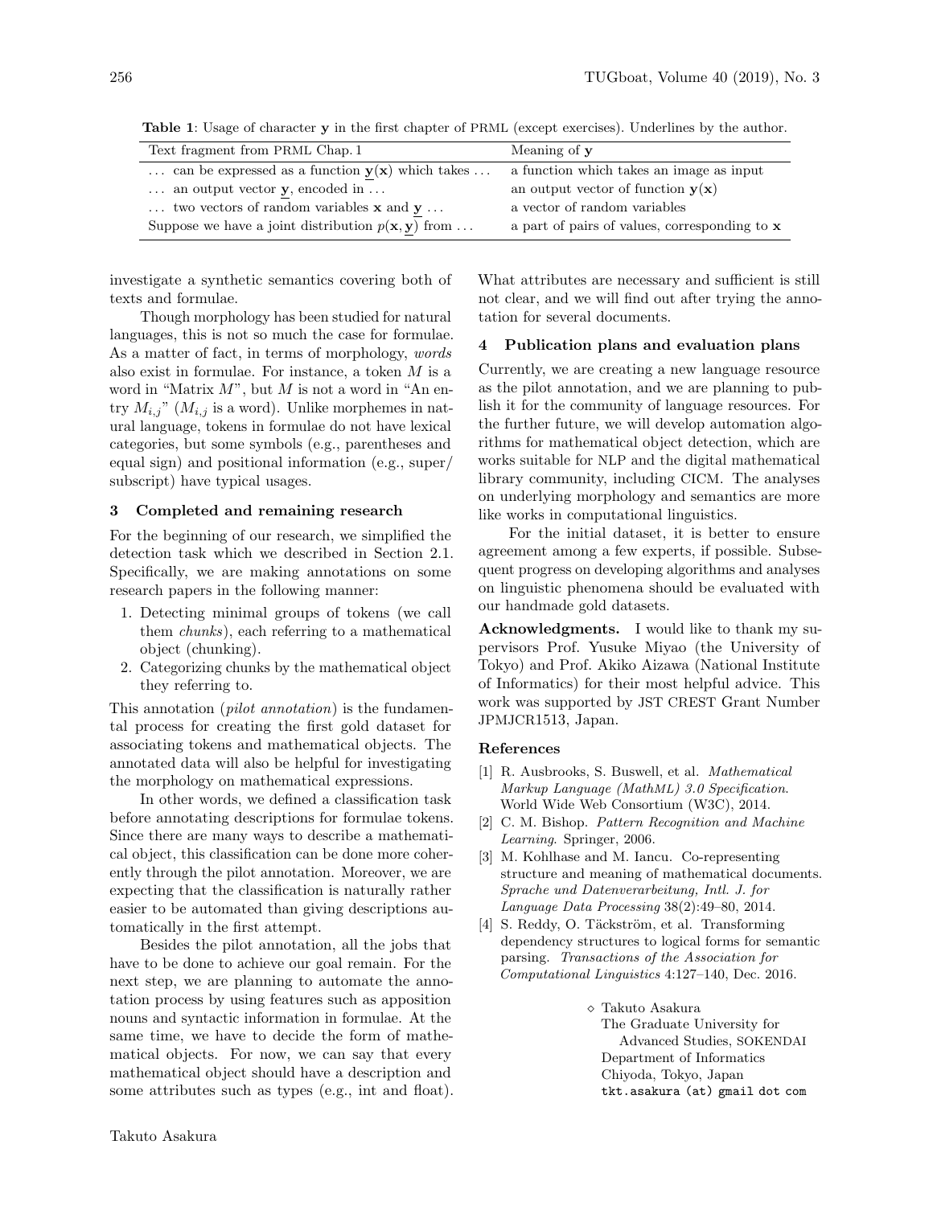**Table 1**: Usage of character $\mathbf{y}$ in the first chapter of PRML (except exercises). Underlines by the author.

| Text fragment from PRML Chap. 1 | Meaning of $\mathbf{y}$ |
| --- | --- |
| … can be expressed as a function $\underline{\mathbf{y}}(\mathbf{x})$ which takes … | a function which takes an image as input |
| … an output vector $\underline{\mathbf{y}}$, encoded in … | an output vector of function $\mathbf{y}(\mathbf{x})$ |
| … two vectors of random variables $\mathbf{x}$ and $\underline{\mathbf{y}}$ … | a vector of random variables |
| Suppose we have a joint distribution $p(\mathbf{x}, \underline{\mathbf{y}})$ from … | a part of pairs of values, corresponding to $\mathbf{x}$ |

investigate a synthetic semantics covering both of texts and formulae.

Though morphology has been studied for natural languages, this is not so much the case for formulae. As a matter of fact, in terms of morphology, *words* also exist in formulae. For instance, a token $M$ is a word in "Matrix $M$", but $M$ is not a word in "An entry $M_{i,j}$" ($M_{i,j}$ is a word). Unlike morphemes in natural language, tokens in formulae do not have lexical categories, but some symbols (e.g., parentheses and equal sign) and positional information (e.g., super/subscript) have typical usages.

## 3 Completed and remaining research

For the beginning of our research, we simplified the detection task which we described in Section 2.1. Specifically, we are making annotations on some research papers in the following manner:

1. Detecting minimal groups of tokens (we call them *chunks*), each referring to a mathematical object (chunking).
2. Categorizing chunks by the mathematical object they referring to.

This annotation (*pilot annotation*) is the fundamental process for creating the first gold dataset for associating tokens and mathematical objects. The annotated data will also be helpful for investigating the morphology on mathematical expressions.

In other words, we defined a classification task before annotating descriptions for formulae tokens. Since there are many ways to describe a mathematical object, this classification can be done more coherently through the pilot annotation. Moreover, we are expecting that the classification is naturally rather easier to be automated than giving descriptions automatically in the first attempt.

Besides the pilot annotation, all the jobs that have to be done to achieve our goal remain. For the next step, we are planning to automate the annotation process by using features such as apposition nouns and syntactic information in formulae. At the same time, we have to decide the form of mathematical objects. For now, we can say that every mathematical object should have a description and some attributes such as types (e.g., int and float). What attributes are necessary and sufficient is still not clear, and we will find out after trying the annotation for several documents.

## 4 Publication plans and evaluation plans

Currently, we are creating a new language resource as the pilot annotation, and we are planning to publish it for the community of language resources. For the further future, we will develop automation algorithms for mathematical object detection, which are works suitable for NLP and the digital mathematical library community, including CICM. The analyses on underlying morphology and semantics are more like works in computational linguistics.

For the initial dataset, it is better to ensure agreement among a few experts, if possible. Subsequent progress on developing algorithms and analyses on linguistic phenomena should be evaluated with our handmade gold datasets.

**Acknowledgments.** I would like to thank my supervisors Prof. Yusuke Miyao (the University of Tokyo) and Prof. Akiko Aizawa (National Institute of Informatics) for their most helpful advice. This work was supported by JST CREST Grant Number JPMJCR1513, Japan.

### References

[1] R. Ausbrooks, S. Buswell, et al. *Mathematical Markup Language (MathML) 3.0 Specification*. World Wide Web Consortium (W3C), 2014.

[2] C. M. Bishop. *Pattern Recognition and Machine Learning*. Springer, 2006.

[3] M. Kohlhase and M. Iancu. Co-representing structure and meaning of mathematical documents. *Sprache und Datenverarbeitung, Intl. J. for Language Data Processing* 38(2):49–80, 2014.

[4] S. Reddy, O. Täckström, et al. Transforming dependency structures to logical forms for semantic parsing. *Transactions of the Association for Computational Linguistics* 4:127–140, Dec. 2016.

⋄ Takuto Asakura
The Graduate University for Advanced Studies, SOKENDAI
Department of Informatics
Chiyoda, Tokyo, Japan
tkt.asakura (at) gmail dot com